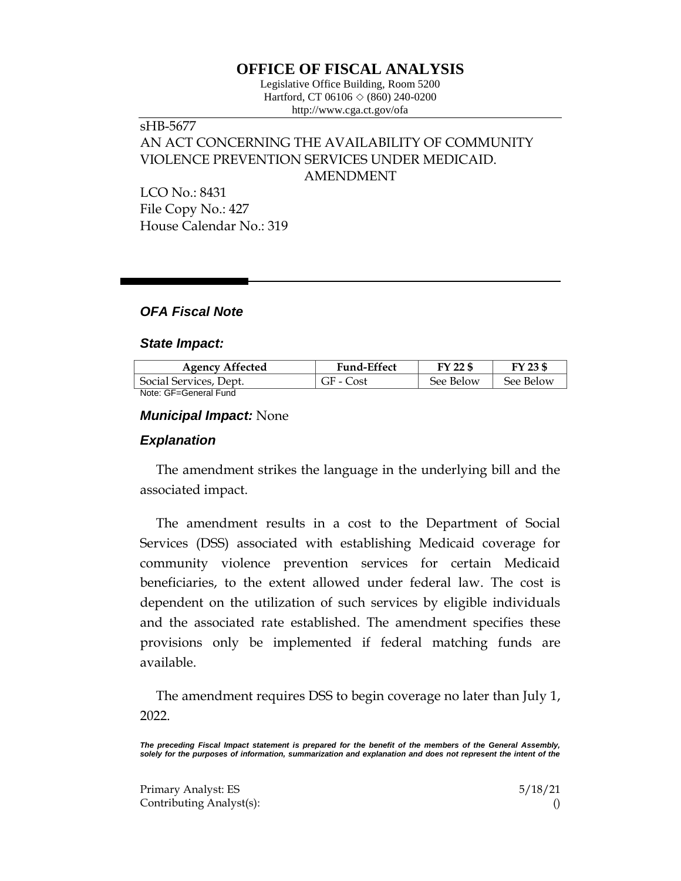# OFFICE OF FISCAL ANALYSIS

Legislative Office Building, Room 5200
Hartford, CT 06106 ◇ (860) 240-0200
http://www.cga.ct.gov/ofa

sHB-5677
AN ACT CONCERNING THE AVAILABILITY OF COMMUNITY VIOLENCE PREVENTION SERVICES UNDER MEDICAID.
AMENDMENT

LCO No.: 8431
File Copy No.: 427
House Calendar No.: 319

## *OFA Fiscal Note*

### *State Impact:*

| Agency Affected | Fund-Effect | FY 22 $ | FY 23 $ |
|---|---|---|---|
| Social Services, Dept. | GF - Cost | See Below | See Below |

Note: GF=General Fund

### *Municipal Impact:* None

### *Explanation*

The amendment strikes the language in the underlying bill and the associated impact.

The amendment results in a cost to the Department of Social Services (DSS) associated with establishing Medicaid coverage for community violence prevention services for certain Medicaid beneficiaries, to the extent allowed under federal law. The cost is dependent on the utilization of such services by eligible individuals and the associated rate established. The amendment specifies these provisions only be implemented if federal matching funds are available.

The amendment requires DSS to begin coverage no later than July 1, 2022.

***The preceding Fiscal Impact statement is prepared for the benefit of the members of the General Assembly, solely for the purposes of information, summarization and explanation and does not represent the intent of the***

Primary Analyst: ES 5/18/21
Contributing Analyst(s): ()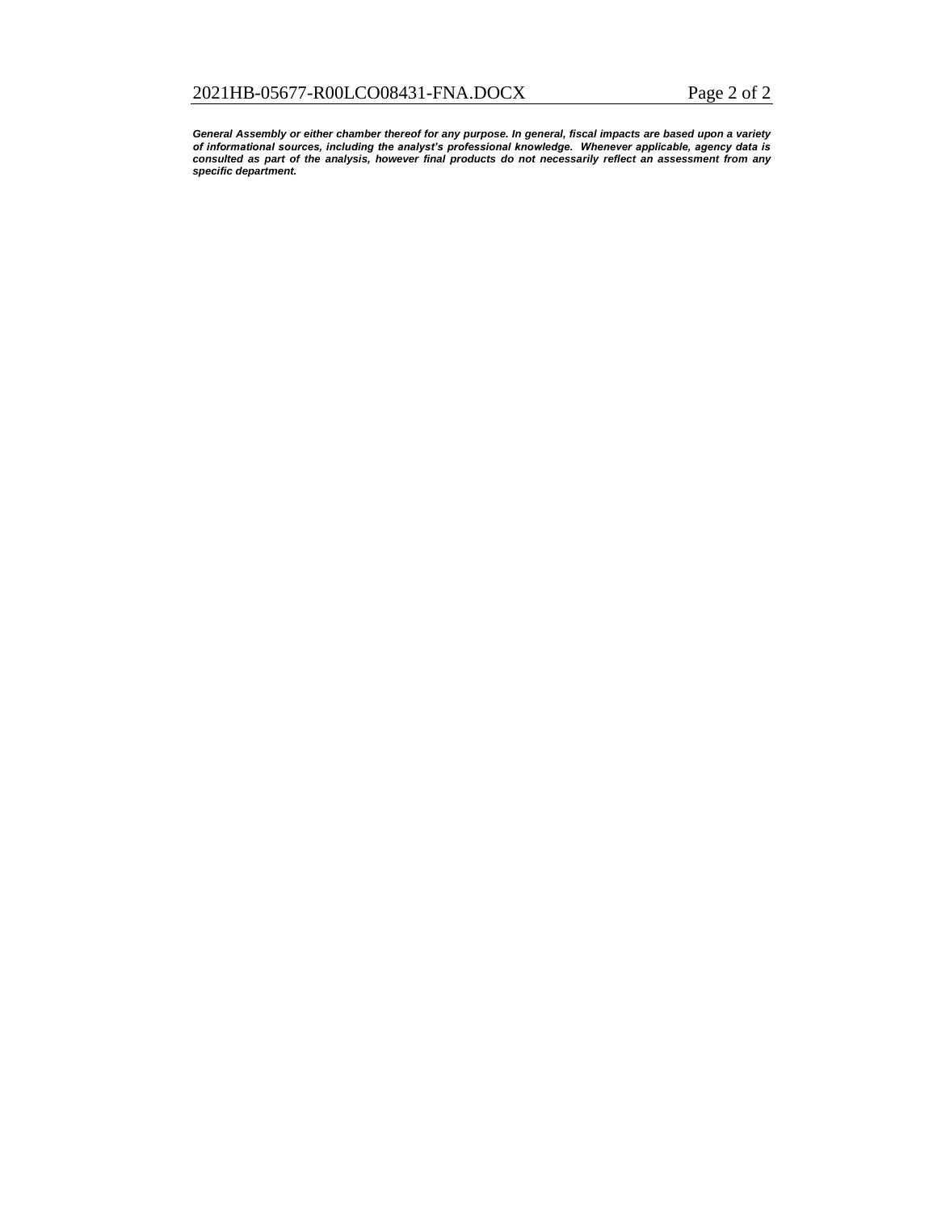***General Assembly or either chamber thereof for any purpose. In general, fiscal impacts are based upon a variety of informational sources, including the analyst's professional knowledge. Whenever applicable, agency data is consulted as part of the analysis, however final products do not necessarily reflect an assessment from any specific department.***